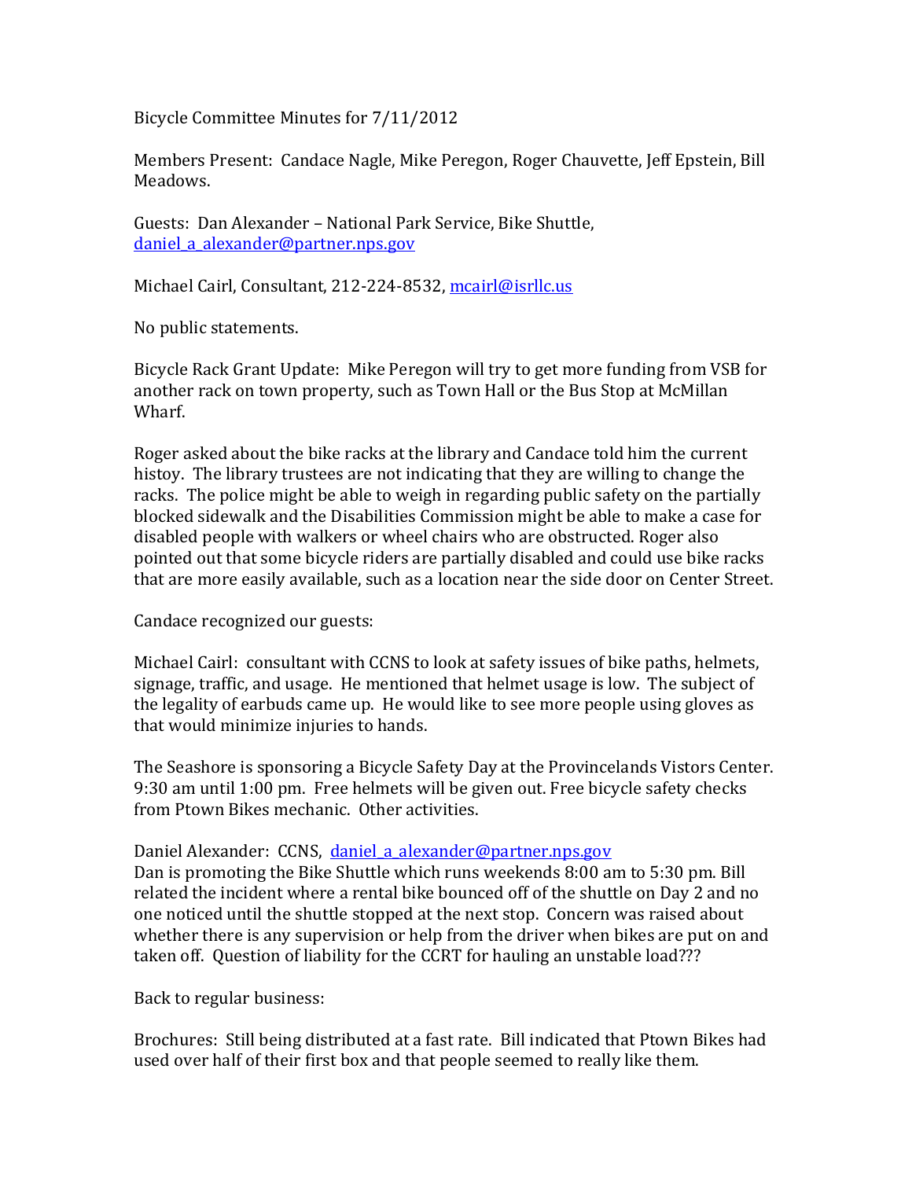Bicycle Committee Minutes for 7/11/2012

Members Present: Candace Nagle, Mike Peregon, Roger Chauvette, Jeff Epstein, Bill Meadows.

Guests: Dan Alexander – National Park Service, Bike Shuttle, daniel_a_alexander@partner.nps.gov

Michael Cairl, Consultant, 212-224-8532, mcairl@isrllc.us

No public statements.

Bicycle Rack Grant Update: Mike Peregon will try to get more funding from VSB for another rack on town property, such as Town Hall or the Bus Stop at McMillan Wharf.

Roger asked about the bike racks at the library and Candace told him the current histoy. The library trustees are not indicating that they are willing to change the racks. The police might be able to weigh in regarding public safety on the partially blocked sidewalk and the Disabilities Commission might be able to make a case for disabled people with walkers or wheel chairs who are obstructed. Roger also pointed out that some bicycle riders are partially disabled and could use bike racks that are more easily available, such as a location near the side door on Center Street.

Candace recognized our guests:

Michael Cairl: consultant with CCNS to look at safety issues of bike paths, helmets, signage, traffic, and usage. He mentioned that helmet usage is low. The subject of the legality of earbuds came up. He would like to see more people using gloves as that would minimize injuries to hands.

The Seashore is sponsoring a Bicycle Safety Day at the Provincelands Vistors Center. 9:30 am until 1:00 pm. Free helmets will be given out. Free bicycle safety checks from Ptown Bikes mechanic. Other activities.

Daniel Alexander: CCNS, daniel_a_alexander@partner.nps.gov
Dan is promoting the Bike Shuttle which runs weekends 8:00 am to 5:30 pm. Bill related the incident where a rental bike bounced off of the shuttle on Day 2 and no one noticed until the shuttle stopped at the next stop. Concern was raised about whether there is any supervision or help from the driver when bikes are put on and taken off. Question of liability for the CCRT for hauling an unstable load???

Back to regular business:

Brochures: Still being distributed at a fast rate. Bill indicated that Ptown Bikes had used over half of their first box and that people seemed to really like them.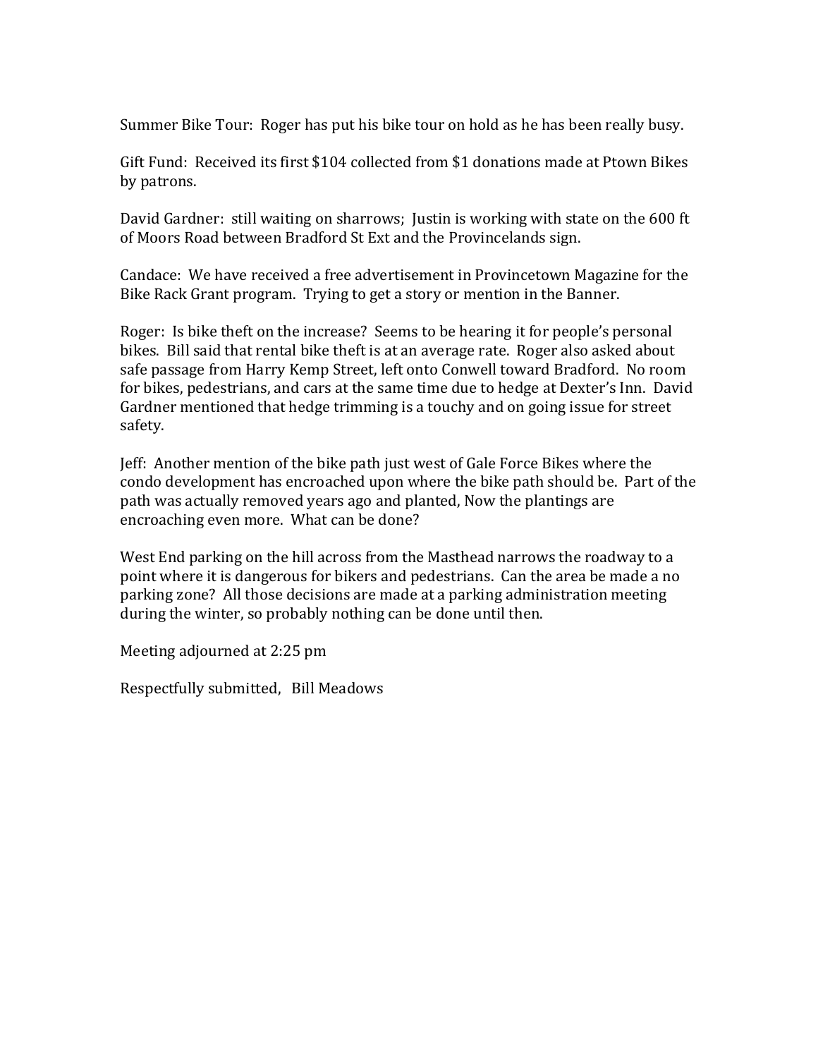Summer Bike Tour: Roger has put his bike tour on hold as he has been really busy.

Gift Fund: Received its first $104 collected from $1 donations made at Ptown Bikes by patrons.

David Gardner: still waiting on sharrows; Justin is working with state on the 600 ft of Moors Road between Bradford St Ext and the Provincelands sign.

Candace: We have received a free advertisement in Provincetown Magazine for the Bike Rack Grant program. Trying to get a story or mention in the Banner.

Roger: Is bike theft on the increase? Seems to be hearing it for people's personal bikes. Bill said that rental bike theft is at an average rate. Roger also asked about safe passage from Harry Kemp Street, left onto Conwell toward Bradford. No room for bikes, pedestrians, and cars at the same time due to hedge at Dexter's Inn. David Gardner mentioned that hedge trimming is a touchy and on going issue for street safety.

Jeff: Another mention of the bike path just west of Gale Force Bikes where the condo development has encroached upon where the bike path should be. Part of the path was actually removed years ago and planted, Now the plantings are encroaching even more. What can be done?

West End parking on the hill across from the Masthead narrows the roadway to a point where it is dangerous for bikers and pedestrians. Can the area be made a no parking zone? All those decisions are made at a parking administration meeting during the winter, so probably nothing can be done until then.

Meeting adjourned at 2:25 pm

Respectfully submitted, Bill Meadows